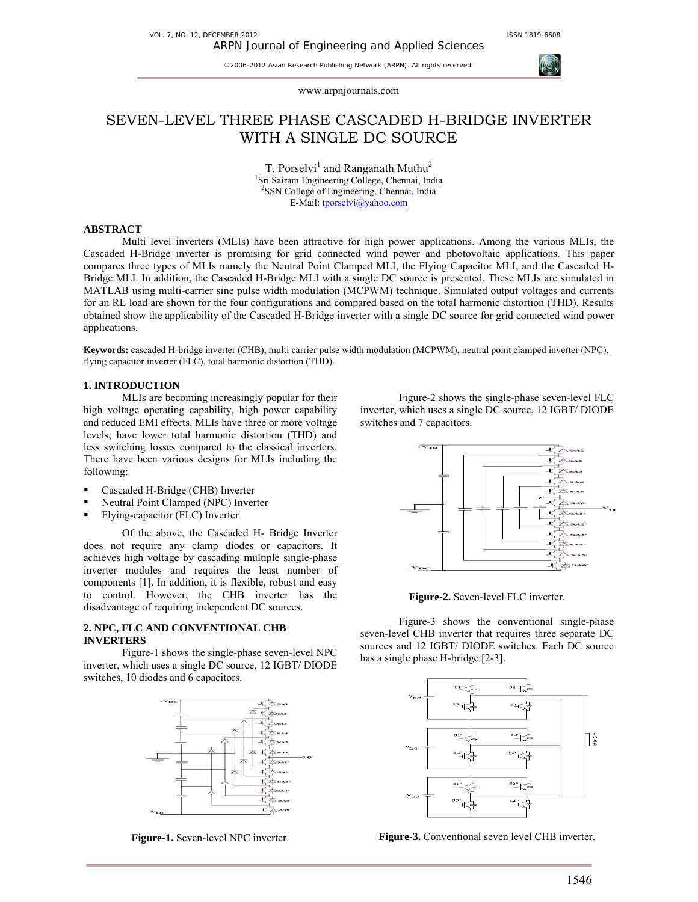# SEVEN-LEVEL THREE PHASE CASCADED H-BRIDGE INVERTER WITH A SINGLE DC SOURCE

T. Porselvi[1] and Ranganath Muthu[2]

[1]Sri Sairam Engineering College, Chennai, India
[2]SSN College of Engineering, Chennai, India
E-Mail: tporselvi@yahoo.com

## ABSTRACT

Multi level inverters (MLIs) have been attractive for high power applications. Among the various MLIs, the Cascaded H-Bridge inverter is promising for grid connected wind power and photovoltaic applications. This paper compares three types of MLIs namely the Neutral Point Clamped MLI, the Flying Capacitor MLI, and the Cascaded H-Bridge MLI. In addition, the Cascaded H-Bridge MLI with a single DC source is presented. These MLIs are simulated in MATLAB using multi-carrier sine pulse width modulation (MCPWM) technique. Simulated output voltages and currents for an RL load are shown for the four configurations and compared based on the total harmonic distortion (THD). Results obtained show the applicability of the Cascaded H-Bridge inverter with a single DC source for grid connected wind power applications.

**Keywords:** cascaded H-bridge inverter (CHB), multi carrier pulse width modulation (MCPWM), neutral point clamped inverter (NPC), flying capacitor inverter (FLC), total harmonic distortion (THD).

## 1. INTRODUCTION

MLIs are becoming increasingly popular for their high voltage operating capability, high power capability and reduced EMI effects. MLIs have three or more voltage levels; have lower total harmonic distortion (THD) and less switching losses compared to the classical inverters. There have been various designs for MLIs including the following:

- Cascaded H-Bridge (CHB) Inverter
- Neutral Point Clamped (NPC) Inverter
- Flying-capacitor (FLC) Inverter

Of the above, the Cascaded H- Bridge Inverter does not require any clamp diodes or capacitors. It achieves high voltage by cascading multiple single-phase inverter modules and requires the least number of components [1]. In addition, it is flexible, robust and easy to control. However, the CHB inverter has the disadvantage of requiring independent DC sources.

## 2. NPC, FLC AND CONVENTIONAL CHB INVERTERS

Figure-1 shows the single-phase seven-level NPC inverter, which uses a single DC source, 12 IGBT/ DIODE switches, 10 diodes and 6 capacitors.

**Figure-1.** Seven-level NPC inverter.

Figure-2 shows the single-phase seven-level FLC inverter, which uses a single DC source, 12 IGBT/ DIODE switches and 7 capacitors.

**Figure-2.** Seven-level FLC inverter.

Figure-3 shows the conventional single-phase seven-level CHB inverter that requires three separate DC sources and 12 IGBT/ DIODE switches. Each DC source has a single phase H-bridge [2-3].

**Figure-3.** Conventional seven level CHB inverter.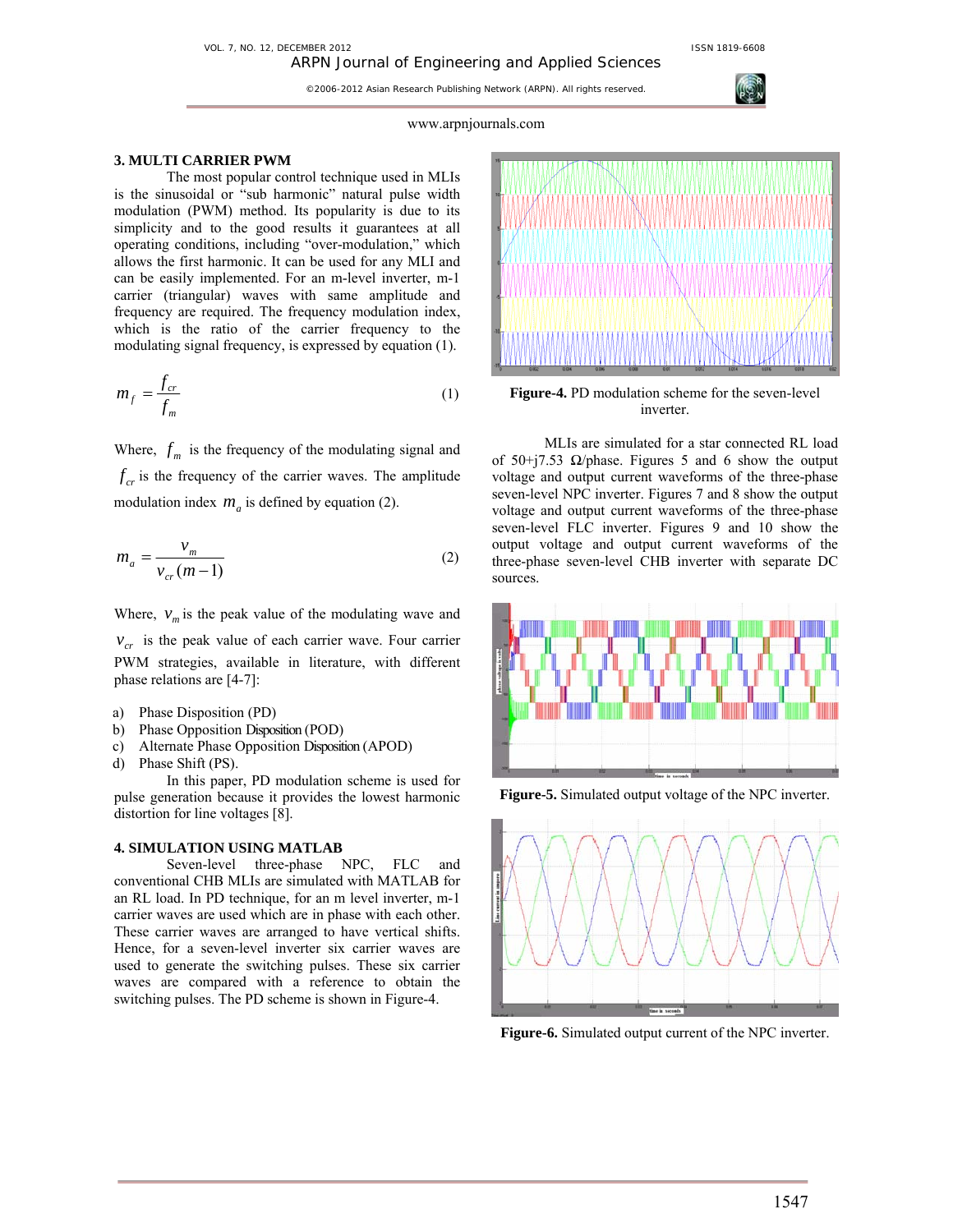## 3. MULTI CARRIER PWM

The most popular control technique used in MLIs is the sinusoidal or "sub harmonic" natural pulse width modulation (PWM) method. Its popularity is due to its simplicity and to the good results it guarantees at all operating conditions, including "over-modulation," which allows the first harmonic. It can be used for any MLI and can be easily implemented. For an m-level inverter, m-1 carrier (triangular) waves with same amplitude and frequency are required. The frequency modulation index, which is the ratio of the carrier frequency to the modulating signal frequency, is expressed by equation (1).

$$m_f = \frac{f_{cr}}{f_m} \tag{1}$$

Where, $f_m$ is the frequency of the modulating signal and $f_{cr}$ is the frequency of the carrier waves. The amplitude modulation index $m_a$ is defined by equation (2).

$$m_a = \frac{v_m}{v_{cr}(m-1)} \tag{2}$$

Where, $v_m$ is the peak value of the modulating wave and $v_{cr}$ is the peak value of each carrier wave. Four carrier PWM strategies, available in literature, with different phase relations are [4-7]:

a) Phase Disposition (PD)
b) Phase Opposition Disposition (POD)
c) Alternate Phase Opposition Disposition (APOD)
d) Phase Shift (PS).

In this paper, PD modulation scheme is used for pulse generation because it provides the lowest harmonic distortion for line voltages [8].

## 4. SIMULATION USING MATLAB

Seven-level three-phase NPC, FLC and conventional CHB MLIs are simulated with MATLAB for an RL load. In PD technique, for an m level inverter, m-1 carrier waves are used which are in phase with each other. These carrier waves are arranged to have vertical shifts. Hence, for a seven-level inverter six carrier waves are used to generate the switching pulses. These six carrier waves are compared with a reference to obtain the switching pulses. The PD scheme is shown in Figure-4.

**Figure-4.** PD modulation scheme for the seven-level inverter.

MLIs are simulated for a star connected RL load of 50+j7.53 Ω/phase. Figures 5 and 6 show the output voltage and output current waveforms of the three-phase seven-level NPC inverter. Figures 7 and 8 show the output voltage and output current waveforms of the three-phase seven-level FLC inverter. Figures 9 and 10 show the output voltage and output current waveforms of the three-phase seven-level CHB inverter with separate DC sources.

**Figure-5.** Simulated output voltage of the NPC inverter.

**Figure-6.** Simulated output current of the NPC inverter.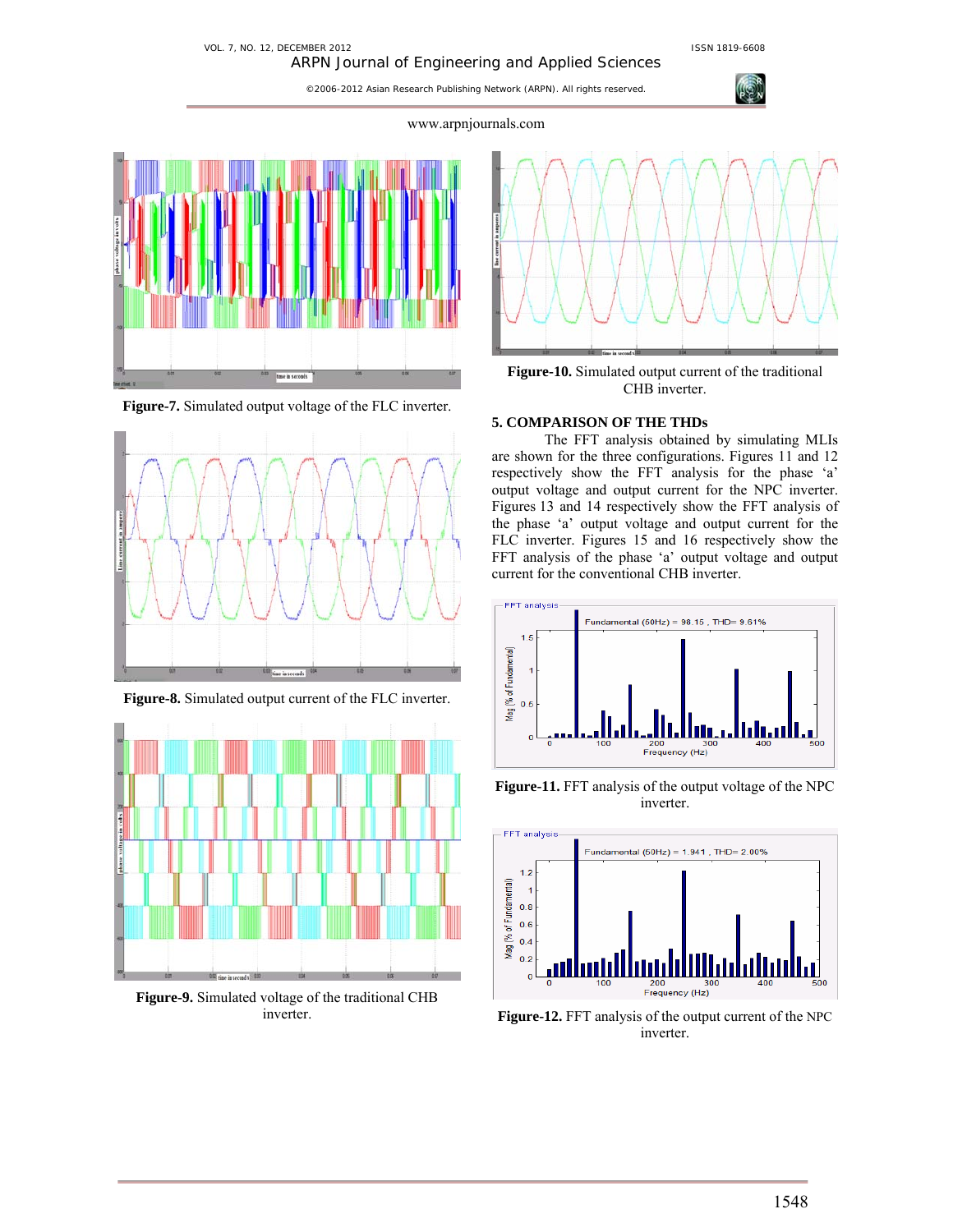**Figure-7.** Simulated output voltage of the FLC inverter.

**Figure-8.** Simulated output current of the FLC inverter.

**Figure-9.** Simulated voltage of the traditional CHB inverter.

**Figure-10.** Simulated output current of the traditional CHB inverter.

## 5. COMPARISON OF THE THDs

The FFT analysis obtained by simulating MLIs are shown for the three configurations. Figures 11 and 12 respectively show the FFT analysis for the phase 'a' output voltage and output current for the NPC inverter. Figures 13 and 14 respectively show the FFT analysis of the phase 'a' output voltage and output current for the FLC inverter. Figures 15 and 16 respectively show the FFT analysis of the phase 'a' output voltage and output current for the conventional CHB inverter.

**Figure-11.** FFT analysis of the output voltage of the NPC inverter.

**Figure-12.** FFT analysis of the output current of the NPC inverter.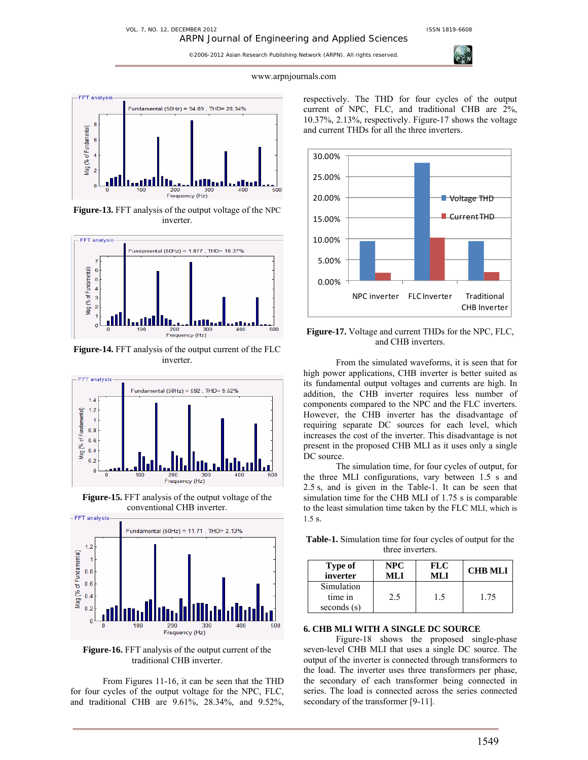**Figure-13.** FFT analysis of the output voltage of the NPC inverter.

**Figure-14.** FFT analysis of the output current of the FLC inverter.

**Figure-15.** FFT analysis of the output voltage of the conventional CHB inverter.

**Figure-16.** FFT analysis of the output current of the traditional CHB inverter.

From Figures 11-16, it can be seen that the THD for four cycles of the output voltage for the NPC, FLC, and traditional CHB are 9.61%, 28.34%, and 9.52%, respectively. The THD for four cycles of the output current of NPC, FLC, and traditional CHB are 2%, 10.37%, 2.13%, respectively. Figure-17 shows the voltage and current THDs for all the three inverters.

**Figure-17.** Voltage and current THDs for the NPC, FLC, and CHB inverters.

From the simulated waveforms, it is seen that for high power applications, CHB inverter is better suited as its fundamental output voltages and currents are high. In addition, the CHB inverter requires less number of components compared to the NPC and the FLC inverters. However, the CHB inverter has the disadvantage of requiring separate DC sources for each level, which increases the cost of the inverter. This disadvantage is not present in the proposed CHB MLI as it uses only a single DC source.

The simulation time, for four cycles of output, for the three MLI configurations, vary between 1.5 s and 2.5 s, and is given in the Table-1. It can be seen that simulation time for the CHB MLI of 1.75 s is comparable to the least simulation time taken by the FLC MLI, which is 1.5 s.

**Table-1.** Simulation time for four cycles of output for the three inverters.

| Type of inverter | NPC MLI | FLC MLI | CHB MLI |
|---|---|---|---|
| Simulation time in seconds (s) | 2.5 | 1.5 | 1.75 |

## 6. CHB MLI WITH A SINGLE DC SOURCE

Figure-18 shows the proposed single-phase seven-level CHB MLI that uses a single DC source. The output of the inverter is connected through transformers to the load. The inverter uses three transformers per phase, the secondary of each transformer being connected in series. The load is connected across the series connected secondary of the transformer [9-11].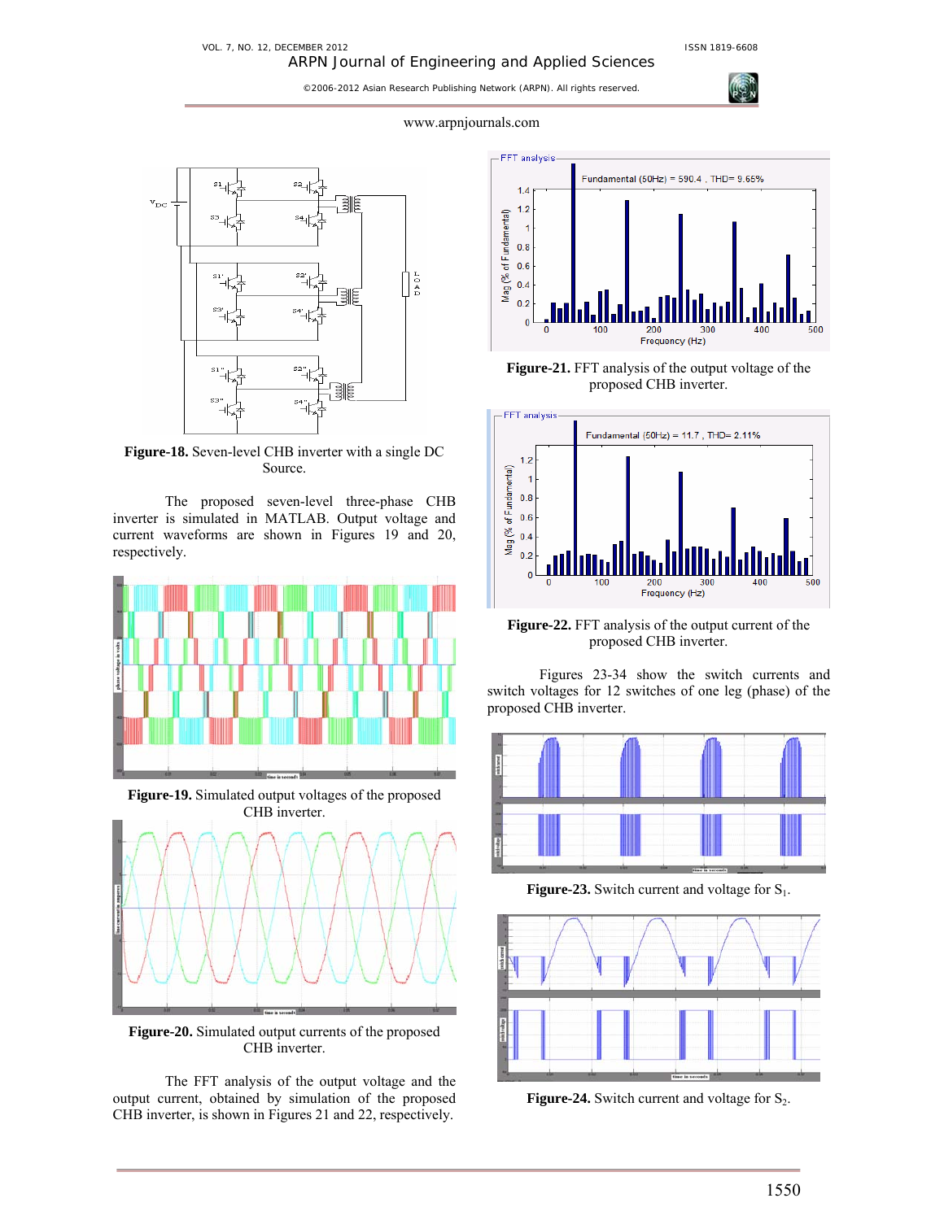**Figure-18.** Seven-level CHB inverter with a single DC Source.

The proposed seven-level three-phase CHB inverter is simulated in MATLAB. Output voltage and current waveforms are shown in Figures 19 and 20, respectively.

**Figure-19.** Simulated output voltages of the proposed CHB inverter.

**Figure-20.** Simulated output currents of the proposed CHB inverter.

The FFT analysis of the output voltage and the output current, obtained by simulation of the proposed CHB inverter, is shown in Figures 21 and 22, respectively.

**Figure-21.** FFT analysis of the output voltage of the proposed CHB inverter.

**Figure-22.** FFT analysis of the output current of the proposed CHB inverter.

Figures 23-34 show the switch currents and switch voltages for 12 switches of one leg (phase) of the proposed CHB inverter.

**Figure-23.** Switch current and voltage for $S_1$.

**Figure-24.** Switch current and voltage for $S_2$.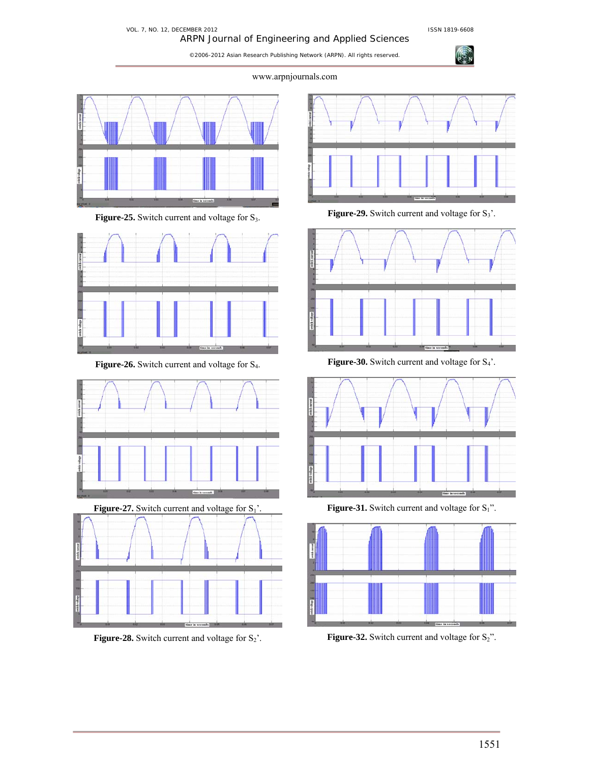**Figure-25.** Switch current and voltage for $S_3$.

**Figure-26.** Switch current and voltage for $S_4$.

**Figure-27.** Switch current and voltage for $S_1$'.

**Figure-28.** Switch current and voltage for $S_2$'.

**Figure-29.** Switch current and voltage for $S_3$'.

**Figure-30.** Switch current and voltage for $S_4$'.

**Figure-31.** Switch current and voltage for $S_1$".

**Figure-32.** Switch current and voltage for $S_2$".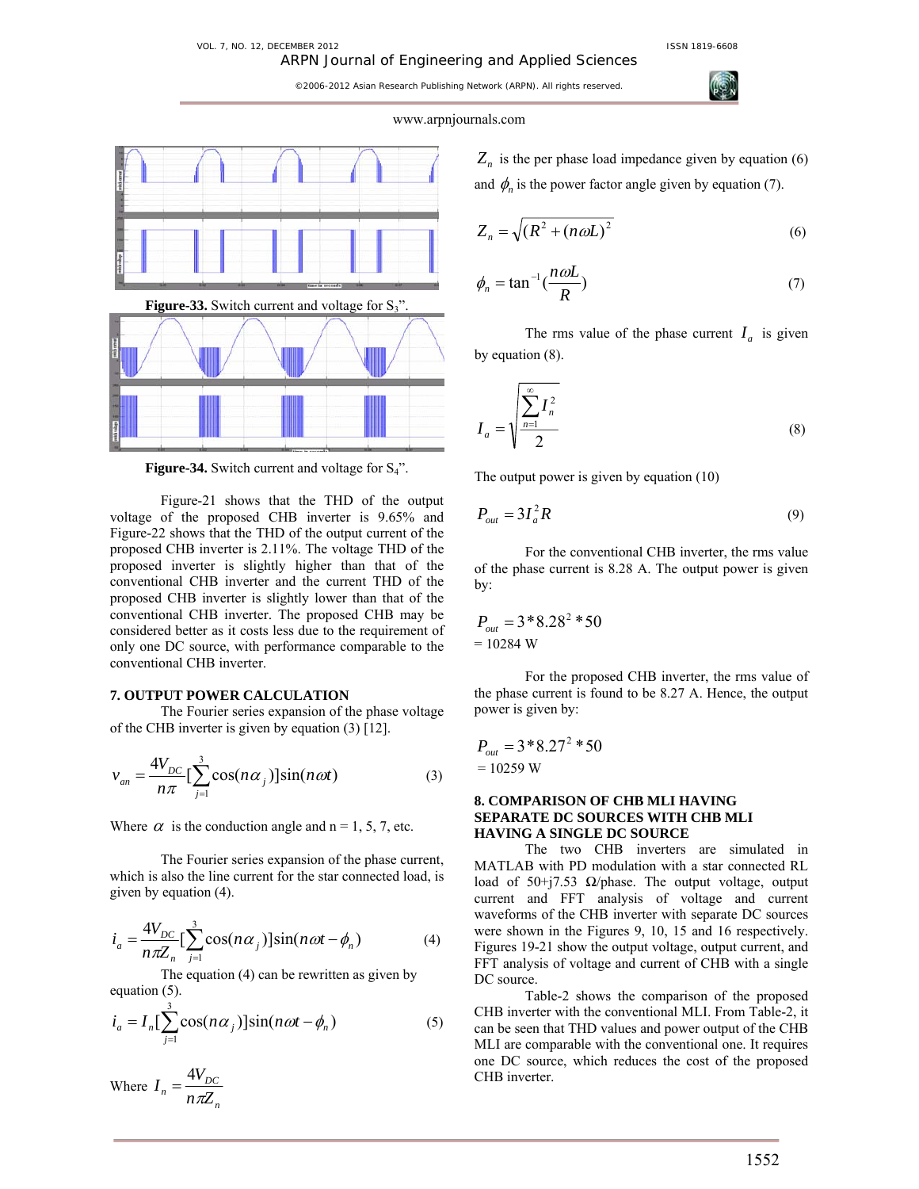Figure-33. Switch current and voltage for $S_3$".

Figure-34. Switch current and voltage for $S_4$".

Figure-21 shows that the THD of the output voltage of the proposed CHB inverter is 9.65% and Figure-22 shows that the THD of the output current of the proposed CHB inverter is 2.11%. The voltage THD of the proposed inverter is slightly higher than that of the conventional CHB inverter and the current THD of the proposed CHB inverter is slightly lower than that of the conventional CHB inverter. The proposed CHB may be considered better as it costs less due to the requirement of only one DC source, with performance comparable to the conventional CHB inverter.

## 7. OUTPUT POWER CALCULATION

The Fourier series expansion of the phase voltage of the CHB inverter is given by equation (3) [12].

$$v_{an} = \frac{4V_{DC}}{n\pi}\left[\sum_{j=1}^{3}\cos(n\alpha_j)\right]\sin(n\omega t) \quad (3)$$

Where $\alpha$ is the conduction angle and n = 1, 5, 7, etc.

The Fourier series expansion of the phase current, which is also the line current for the star connected load, is given by equation (4).

$$i_a = \frac{4V_{DC}}{n\pi Z_n}\left[\sum_{j=1}^{3}\cos(n\alpha_j)\right]\sin(n\omega t - \phi_n) \quad (4)$$

The equation (4) can be rewritten as given by equation (5).

$$i_a = I_n\left[\sum_{j=1}^{3}\cos(n\alpha_j)\right]\sin(n\omega t - \phi_n) \quad (5)$$

Where $I_n = \dfrac{4V_{DC}}{n\pi Z_n}$

$Z_n$ is the per phase load impedance given by equation (6) and $\phi_n$ is the power factor angle given by equation (7).

$$Z_n = \sqrt{(R^2 + (n\omega L)^2} \quad (6)$$

$$\phi_n = \tan^{-1}\left(\frac{n\omega L}{R}\right) \quad (7)$$

The rms value of the phase current $I_a$ is given by equation (8).

$$I_a = \sqrt{\frac{\sum_{n=1}^{\infty} I_n^2}{2}} \quad (8)$$

The output power is given by equation (10)

$$P_{out} = 3I_a^2 R \quad (9)$$

For the conventional CHB inverter, the rms value of the phase current is 8.28 A. The output power is given by:

$P_{out} = 3*8.28^2*50$
= 10284 W

For the proposed CHB inverter, the rms value of the phase current is found to be 8.27 A. Hence, the output power is given by:

$P_{out} = 3*8.27^2*50$
= 10259 W

## 8. COMPARISON OF CHB MLI HAVING SEPARATE DC SOURCES WITH CHB MLI HAVING A SINGLE DC SOURCE

The two CHB inverters are simulated in MATLAB with PD modulation with a star connected RL load of 50+j7.53 Ω/phase. The output voltage, output current and FFT analysis of voltage and current waveforms of the CHB inverter with separate DC sources were shown in the Figures 9, 10, 15 and 16 respectively. Figures 19-21 show the output voltage, output current, and FFT analysis of voltage and current of CHB with a single DC source.

Table-2 shows the comparison of the proposed CHB inverter with the conventional MLI. From Table-2, it can be seen that THD values and power output of the CHB MLI are comparable with the conventional one. It requires one DC source, which reduces the cost of the proposed CHB inverter.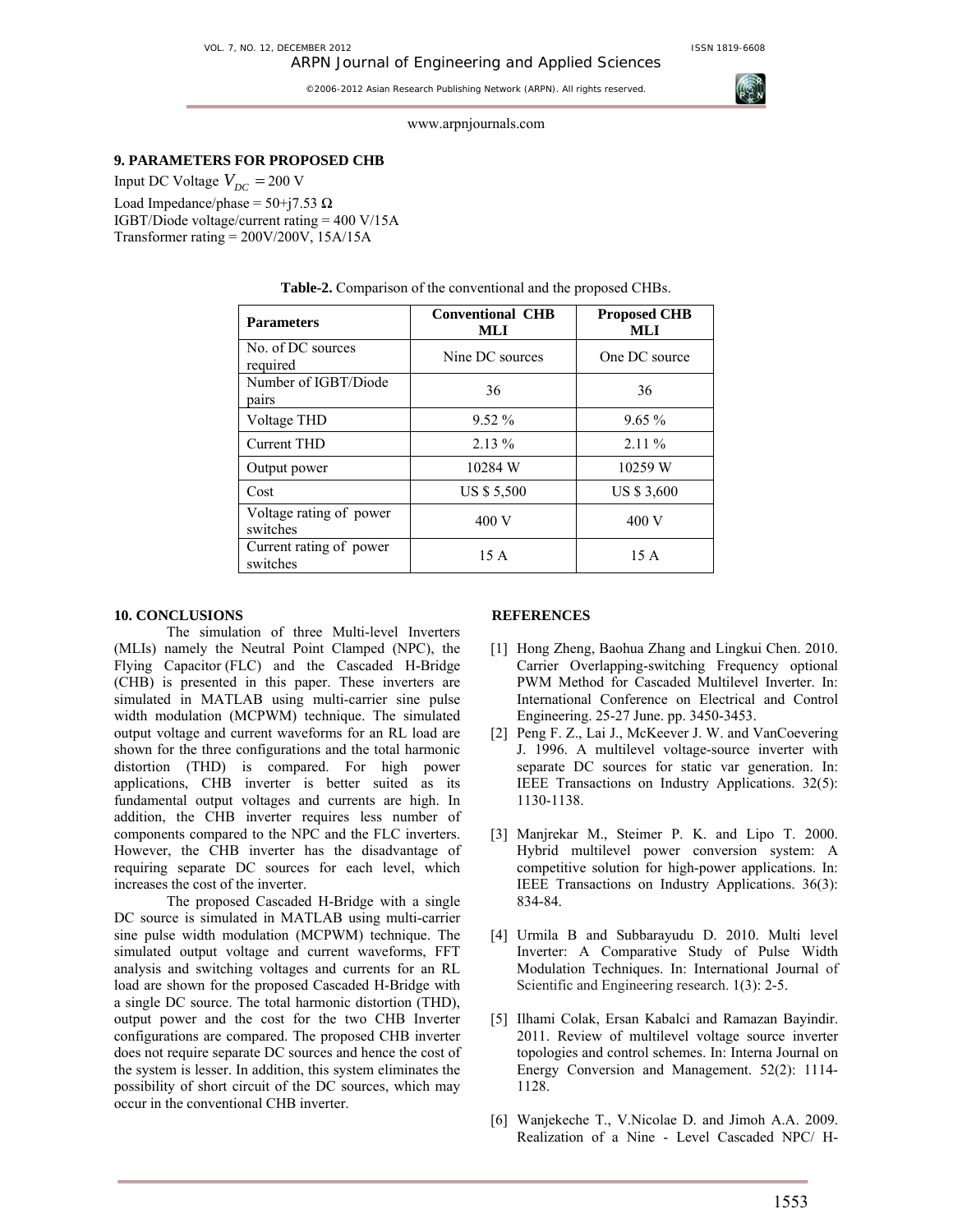## 9. PARAMETERS FOR PROPOSED CHB

Input DC Voltage $V_{DC} = 200$ V

Load Impedance/phase = 50+j7.53 Ω

IGBT/Diode voltage/current rating = 400 V/15A

Transformer rating = 200V/200V, 15A/15A

**Table-2.** Comparison of the conventional and the proposed CHBs.

| Parameters | Conventional CHB MLI | Proposed CHB MLI |
|---|---|---|
| No. of DC sources required | Nine DC sources | One DC source |
| Number of IGBT/Diode pairs | 36 | 36 |
| Voltage THD | 9.52 % | 9.65 % |
| Current THD | 2.13 % | 2.11 % |
| Output power | 10284 W | 10259 W |
| Cost | US $ 5,500 | US $ 3,600 |
| Voltage rating of power switches | 400 V | 400 V |
| Current rating of power switches | 15 A | 15 A |

## 10. CONCLUSIONS

The simulation of three Multi-level Inverters (MLIs) namely the Neutral Point Clamped (NPC), the Flying Capacitor (FLC) and the Cascaded H-Bridge (CHB) is presented in this paper. These inverters are simulated in MATLAB using multi-carrier sine pulse width modulation (MCPWM) technique. The simulated output voltage and current waveforms for an RL load are shown for the three configurations and the total harmonic distortion (THD) is compared. For high power applications, CHB inverter is better suited as its fundamental output voltages and currents are high. In addition, the CHB inverter requires less number of components compared to the NPC and the FLC inverters. However, the CHB inverter has the disadvantage of requiring separate DC sources for each level, which increases the cost of the inverter.

The proposed Cascaded H-Bridge with a single DC source is simulated in MATLAB using multi-carrier sine pulse width modulation (MCPWM) technique. The simulated output voltage and current waveforms, FFT analysis and switching voltages and currents for an RL load are shown for the proposed Cascaded H-Bridge with a single DC source. The total harmonic distortion (THD), output power and the cost for the two CHB Inverter configurations are compared. The proposed CHB inverter does not require separate DC sources and hence the cost of the system is lesser. In addition, this system eliminates the possibility of short circuit of the DC sources, which may occur in the conventional CHB inverter.

## REFERENCES

[1] Hong Zheng, Baohua Zhang and Lingkui Chen. 2010. Carrier Overlapping-switching Frequency optional PWM Method for Cascaded Multilevel Inverter. In: International Conference on Electrical and Control Engineering. 25-27 June. pp. 3450-3453.

[2] Peng F. Z., Lai J., McKeever J. W. and VanCoevering J. 1996. A multilevel voltage-source inverter with separate DC sources for static var generation. In: IEEE Transactions on Industry Applications. 32(5): 1130-1138.

[3] Manjrekar M., Steimer P. K. and Lipo T. 2000. Hybrid multilevel power conversion system: A competitive solution for high-power applications. In: IEEE Transactions on Industry Applications. 36(3): 834-84.

[4] Urmila B and Subbarayudu D. 2010. Multi level Inverter: A Comparative Study of Pulse Width Modulation Techniques. In: International Journal of Scientific and Engineering research. 1(3): 2-5.

[5] Ilhami Colak, Ersan Kabalci and Ramazan Bayindir. 2011. Review of multilevel voltage source inverter topologies and control schemes. In: Interna Journal on Energy Conversion and Management. 52(2): 1114-1128.

[6] Wanjekeche T., V.Nicolae D. and Jimoh A.A. 2009. Realization of a Nine - Level Cascaded NPC/ H-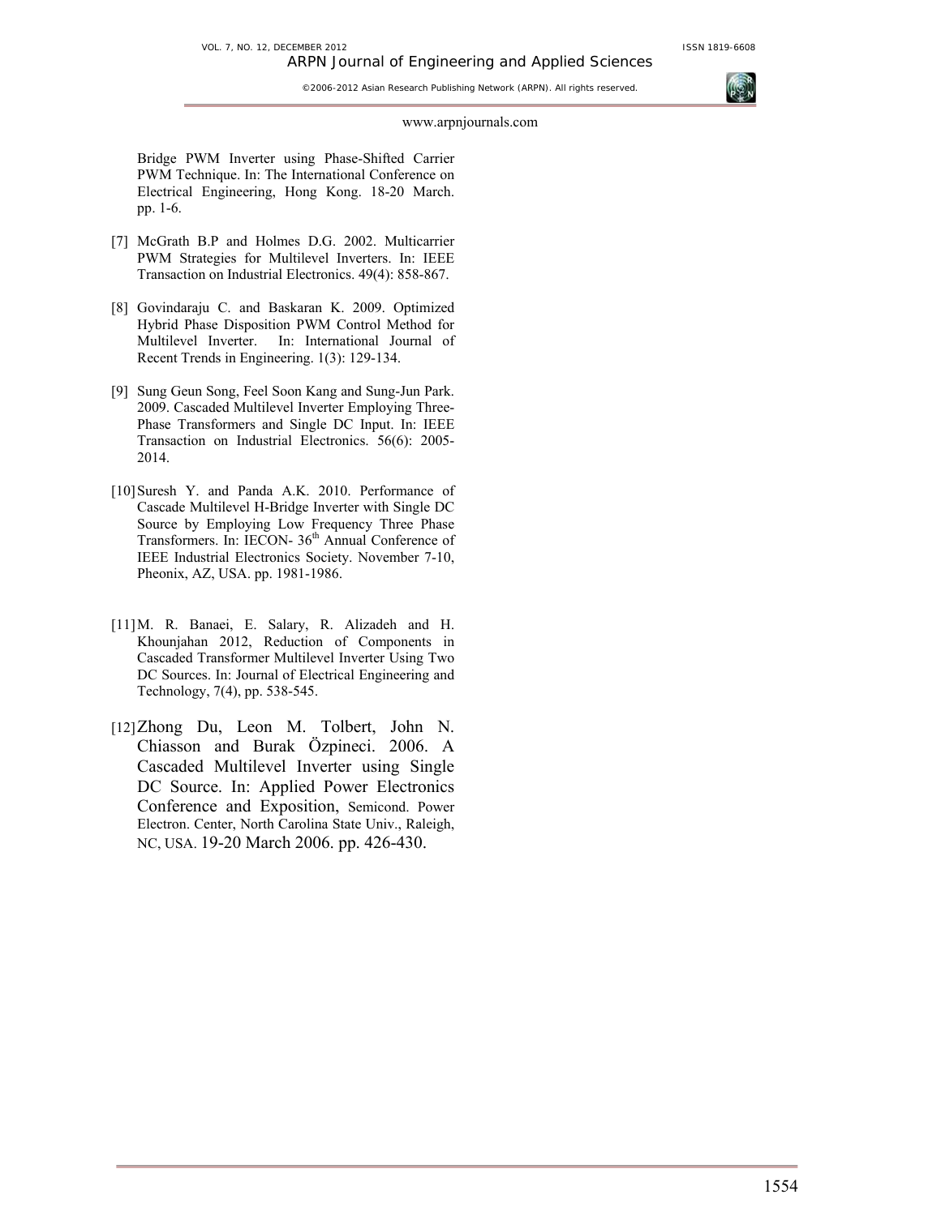Bridge PWM Inverter using Phase-Shifted Carrier PWM Technique. In: The International Conference on Electrical Engineering, Hong Kong. 18-20 March. pp. 1-6.

[7] McGrath B.P and Holmes D.G. 2002. Multicarrier PWM Strategies for Multilevel Inverters. In: IEEE Transaction on Industrial Electronics. 49(4): 858-867.

[8] Govindaraju C. and Baskaran K. 2009. Optimized Hybrid Phase Disposition PWM Control Method for Multilevel Inverter. In: International Journal of Recent Trends in Engineering. 1(3): 129-134.

[9] Sung Geun Song, Feel Soon Kang and Sung-Jun Park. 2009. Cascaded Multilevel Inverter Employing Three-Phase Transformers and Single DC Input. In: IEEE Transaction on Industrial Electronics. 56(6): 2005-2014.

[10] Suresh Y. and Panda A.K. 2010. Performance of Cascade Multilevel H-Bridge Inverter with Single DC Source by Employing Low Frequency Three Phase Transformers. In: IECON- 36th Annual Conference of IEEE Industrial Electronics Society. November 7-10, Pheonix, AZ, USA. pp. 1981-1986.

[11] M. R. Banaei, E. Salary, R. Alizadeh and H. Khounjahan 2012, Reduction of Components in Cascaded Transformer Multilevel Inverter Using Two DC Sources. In: Journal of Electrical Engineering and Technology, 7(4), pp. 538-545.

[12] Zhong Du, Leon M. Tolbert, John N. Chiasson and Burak Özpineci. 2006. A Cascaded Multilevel Inverter using Single DC Source. In: Applied Power Electronics Conference and Exposition, Semicond. Power Electron. Center, North Carolina State Univ., Raleigh, NC, USA. 19-20 March 2006. pp. 426-430.